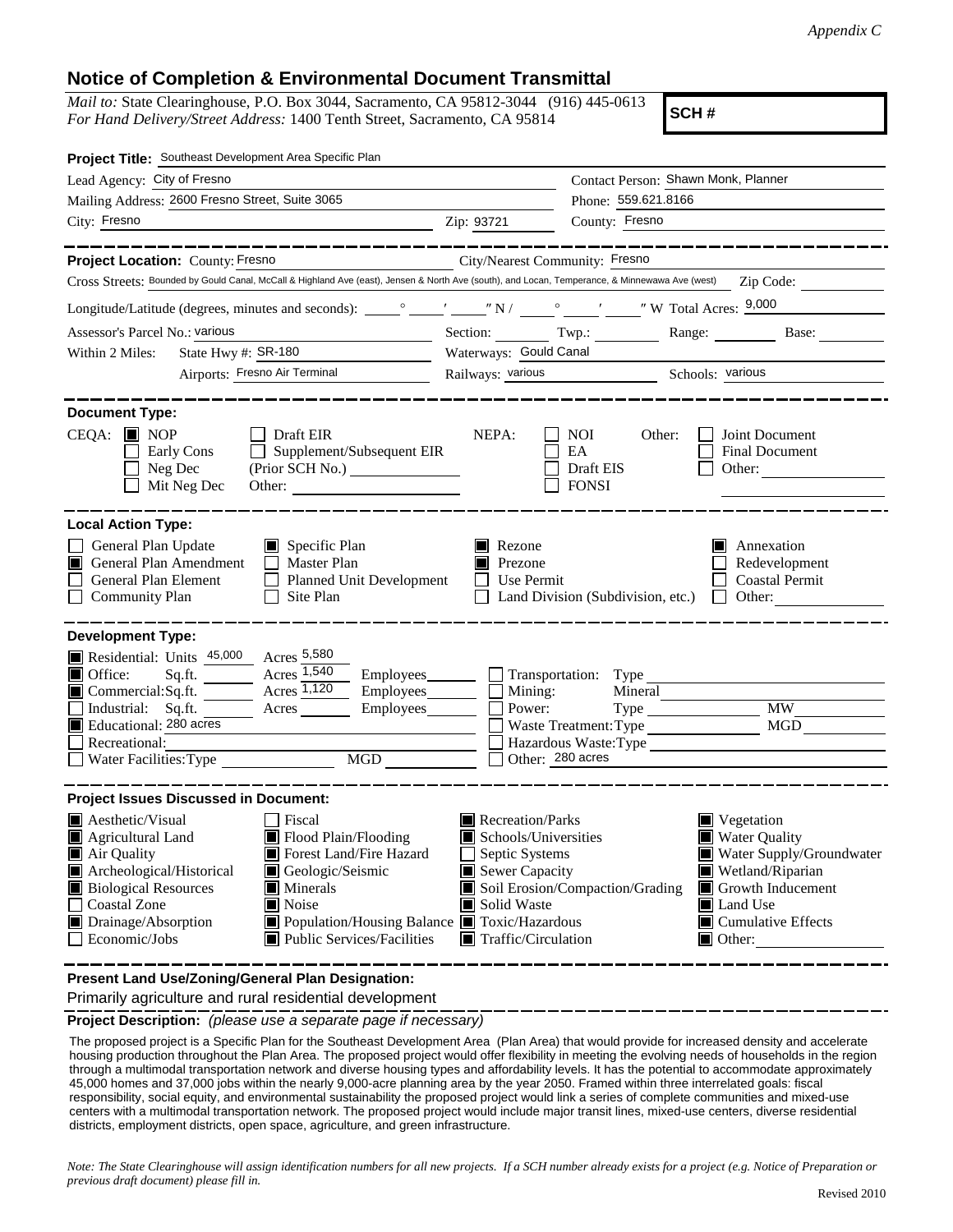*Appendix C*

# Notice of Completion & Environmental Document Transmittal

*Mail to:* State Clearinghouse, P.O. Box 3044, Sacramento, CA 95812-3044 (916) 445-0613
*For Hand Delivery/Street Address:* 1400 Tenth Street, Sacramento, CA 95814

**SCH #**

**Project Title:** Southeast Development Area Specific Plan

Lead Agency: City of Fresno
Contact Person: Shawn Monk, Planner
Mailing Address: 2600 Fresno Street, Suite 3065
Phone: 559.621.8166
City: Fresno
Zip: 93721
County: Fresno

---

**Project Location:** County: Fresno
City/Nearest Community: Fresno
Cross Streets: Bounded by Gould Canal, McCall & Highland Ave (east), Jensen & North Ave (south), and Locan, Temperance, & Minnewawa Ave (west)
Zip Code:
Longitude/Latitude (degrees, minutes and seconds): ____° ____′ ____″ N / ____° ____′ ____″ W Total Acres: 9,000
Assessor's Parcel No.: various
Section: ____ Twp.: ____ Range: ____ Base: ____
Within 2 Miles: State Hwy #: SR-180
Waterways: Gould Canal
Airports: Fresno Air Terminal
Railways: various
Schools: various

---

**Document Type:**

CEQA:
- [x] NOP
- [ ] Early Cons
- [ ] Neg Dec
- [ ] Mit Neg Dec
- [ ] Draft EIR
- [ ] Supplement/Subsequent EIR (Prior SCH No.) ____
- Other: ____

NEPA:
- [ ] NOI
- [ ] EA
- [ ] Draft EIS
- [ ] FONSI

Other:
- [ ] Joint Document
- [ ] Final Document
- [ ] Other: ____

---

**Local Action Type:**

- [ ] General Plan Update
- [x] General Plan Amendment
- [ ] General Plan Element
- [ ] Community Plan
- [x] Specific Plan
- [ ] Master Plan
- [ ] Planned Unit Development
- [ ] Site Plan
- [x] Rezone
- [x] Prezone
- [ ] Use Permit
- [ ] Land Division (Subdivision, etc.)
- [x] Annexation
- [ ] Redevelopment
- [ ] Coastal Permit
- [ ] Other: ____

---

**Development Type:**

- [x] Residential: Units 45,000 Acres 5,580
- [x] Office: Sq.ft. ____ Acres 1,540 Employees ____
- [x] Commercial: Sq.ft. ____ Acres 1,120 Employees ____
- [ ] Industrial: Sq.ft. ____ Acres ____ Employees ____
- [x] Educational: 280 acres
- [ ] Recreational: ____
- [ ] Water Facilities: Type ____ MGD ____
- [ ] Transportation: Type ____
- [ ] Mining: Mineral ____
- [ ] Power: Type ____ MW ____
- [ ] Waste Treatment: Type ____ MGD ____
- [ ] Hazardous Waste: Type ____
- [ ] Other: 280 acres

---

**Project Issues Discussed in Document:**

- [x] Aesthetic/Visual
- [x] Agricultural Land
- [x] Air Quality
- [x] Archeological/Historical
- [x] Biological Resources
- [ ] Coastal Zone
- [x] Drainage/Absorption
- [ ] Economic/Jobs
- [ ] Fiscal
- [x] Flood Plain/Flooding
- [x] Forest Land/Fire Hazard
- [x] Geologic/Seismic
- [x] Minerals
- [x] Noise
- [x] Population/Housing Balance
- [x] Public Services/Facilities
- [x] Recreation/Parks
- [x] Schools/Universities
- [ ] Septic Systems
- [x] Sewer Capacity
- [x] Soil Erosion/Compaction/Grading
- [x] Solid Waste
- [x] Toxic/Hazardous
- [x] Traffic/Circulation
- [x] Vegetation
- [x] Water Quality
- [x] Water Supply/Groundwater
- [x] Wetland/Riparian
- [x] Growth Inducement
- [x] Land Use
- [x] Cumulative Effects
- [x] Other: ____

---

**Present Land Use/Zoning/General Plan Designation:**

Primarily agriculture and rural residential development

---

**Project Description:** *(please use a separate page if necessary)*

The proposed project is a Specific Plan for the Southeast Development Area (Plan Area) that would provide for increased density and accelerate housing production throughout the Plan Area. The proposed project would offer flexibility in meeting the evolving needs of households in the region through a multimodal transportation network and diverse housing types and affordability levels. It has the potential to accommodate approximately 45,000 homes and 37,000 jobs within the nearly 9,000-acre planning area by the year 2050. Framed within three interrelated goals: fiscal responsibility, social equity, and environmental sustainability the proposed project would link a series of complete communities and mixed-use centers with a multimodal transportation network. The proposed project would include major transit lines, mixed-use centers, diverse residential districts, employment districts, open space, agriculture, and green infrastructure.

*Note: The State Clearinghouse will assign identification numbers for all new projects. If a SCH number already exists for a project (e.g. Notice of Preparation or previous draft document) please fill in.*

Revised 2010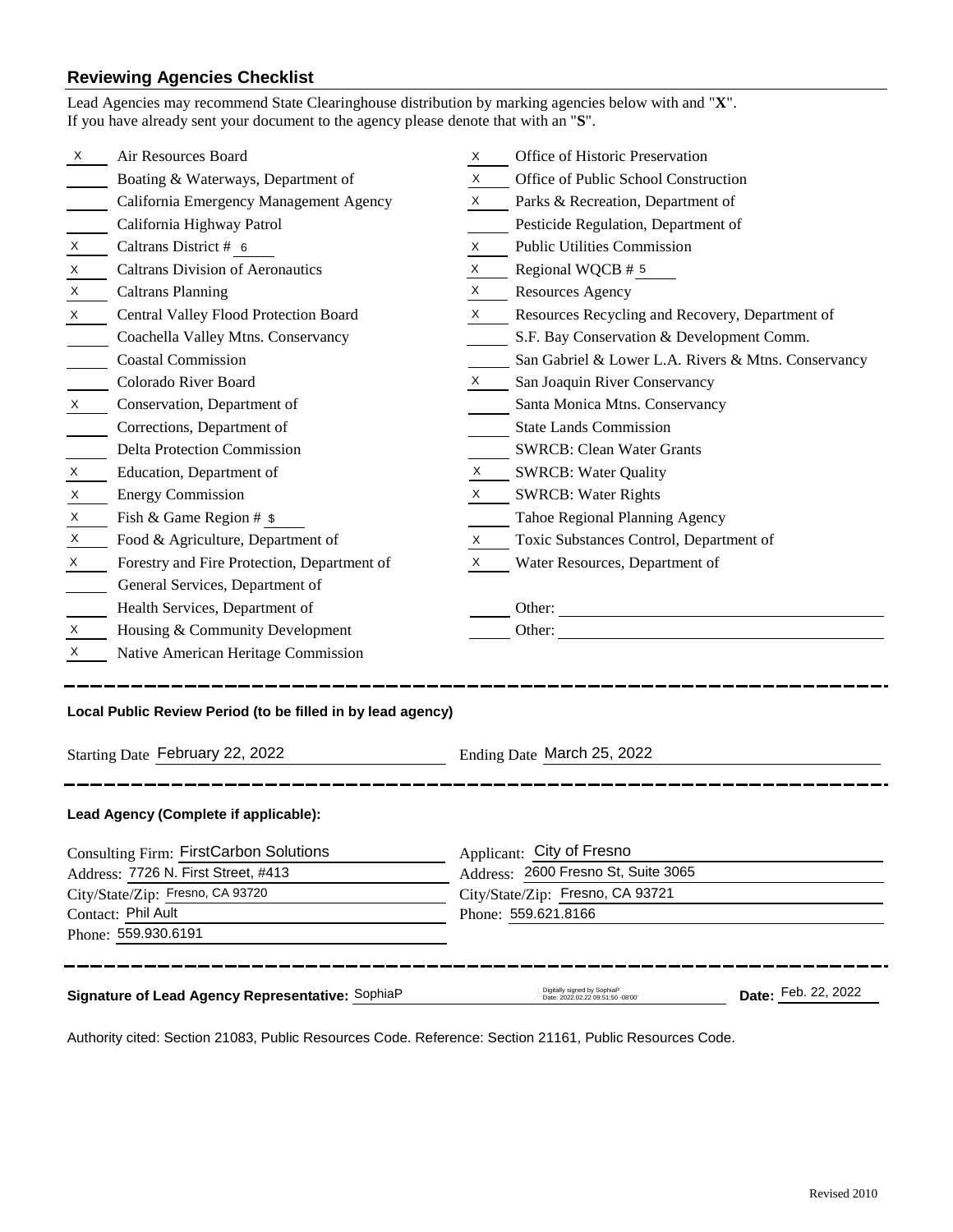## Reviewing Agencies Checklist

Lead Agencies may recommend State Clearinghouse distribution by marking agencies below with and "**X**".
If you have already sent your document to the agency please denote that with an "**S**".

| | | | |
|---|---|---|---|
| X | Air Resources Board | X | Office of Historic Preservation |
| | Boating & Waterways, Department of | X | Office of Public School Construction |
| | California Emergency Management Agency | X | Parks & Recreation, Department of |
| | California Highway Patrol | | Pesticide Regulation, Department of |
| X | Caltrans District # 6 | X | Public Utilities Commission |
| X | Caltrans Division of Aeronautics | X | Regional WQCB # 5 |
| X | Caltrans Planning | X | Resources Agency |
| X | Central Valley Flood Protection Board | X | Resources Recycling and Recovery, Department of |
| | Coachella Valley Mtns. Conservancy | | S.F. Bay Conservation & Development Comm. |
| | Coastal Commission | | San Gabriel & Lower L.A. Rivers & Mtns. Conservancy |
| | Colorado River Board | X | San Joaquin River Conservancy |
| X | Conservation, Department of | | Santa Monica Mtns. Conservancy |
| | Corrections, Department of | | State Lands Commission |
| | Delta Protection Commission | | SWRCB: Clean Water Grants |
| X | Education, Department of | X | SWRCB: Water Quality |
| X | Energy Commission | X | SWRCB: Water Rights |
| X | Fish & Game Region # $ | | Tahoe Regional Planning Agency |
| X | Food & Agriculture, Department of | X | Toxic Substances Control, Department of |
| X | Forestry and Fire Protection, Department of | X | Water Resources, Department of |
| | General Services, Department of | | |
| | Health Services, Department of | | Other: |
| X | Housing & Community Development | | Other: |
| X | Native American Heritage Commission | | |

---

**Local Public Review Period (to be filled in by lead agency)**

Starting Date February 22, 2022 Ending Date March 25, 2022

---

**Lead Agency (Complete if applicable):**

| | |
|---|---|
| Consulting Firm: FirstCarbon Solutions | Applicant: City of Fresno |
| Address: 7726 N. First Street, #413 | Address: 2600 Fresno St, Suite 3065 |
| City/State/Zip: Fresno, CA 93720 | City/State/Zip: Fresno, CA 93721 |
| Contact: Phil Ault | Phone: 559.621.8166 |
| Phone: 559.930.6191 | |

---

**Signature of Lead Agency Representative:** SophiaP Digitally signed by SophiaP Date: 2022.02.22 09:51:50 -08'00' **Date:** Feb. 22, 2022

Authority cited: Section 21083, Public Resources Code. Reference: Section 21161, Public Resources Code.

Revised 2010